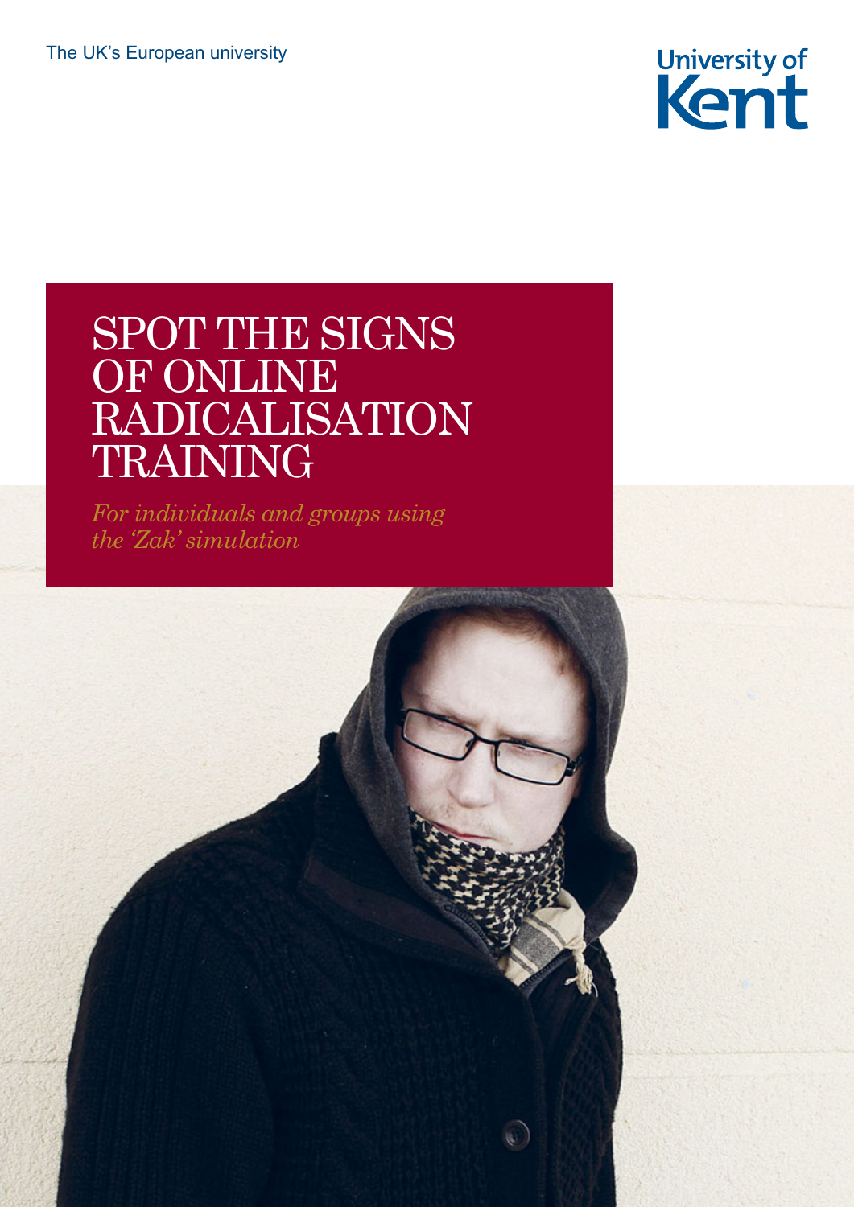The UK's European university

University of Kent

# SPOT THE SIGNS OF ONLINE RADICALISATION TRAINING

*For individuals and groups using the 'Zak' simulation*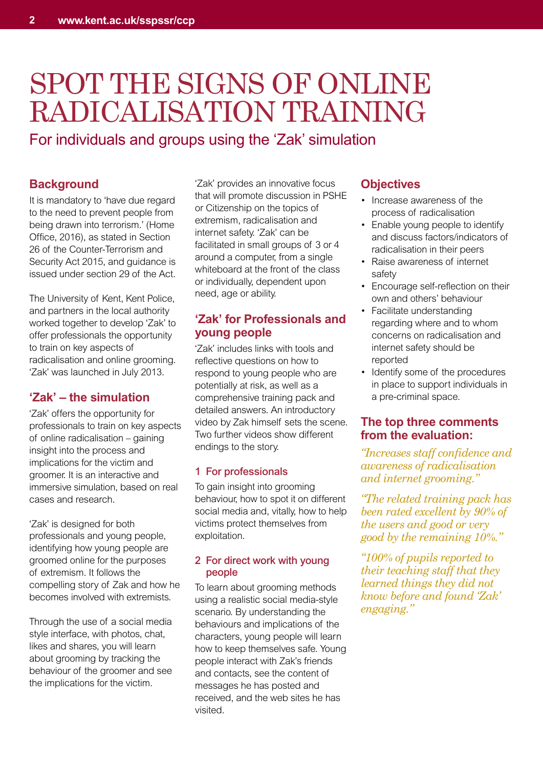# SPOT THE SIGNS OF ONLINE RADICALISATION TRAINING

For individuals and groups using the 'Zak' simulation

## Background

It is mandatory to 'have due regard to the need to prevent people from being drawn into terrorism.' (Home Office, 2016), as stated in Section 26 of the Counter-Terrorism and Security Act 2015, and guidance is issued under section 29 of the Act.

The University of Kent, Kent Police, and partners in the local authority worked together to develop 'Zak' to offer professionals the opportunity to train on key aspects of radicalisation and online grooming. 'Zak' was launched in July 2013.

## 'Zak' – the simulation

'Zak' offers the opportunity for professionals to train on key aspects of online radicalisation – gaining insight into the process and implications for the victim and groomer. It is an interactive and immersive simulation, based on real cases and research.

'Zak' is designed for both professionals and young people, identifying how young people are groomed online for the purposes of extremism. It follows the compelling story of Zak and how he becomes involved with extremists.

Through the use of a social media style interface, with photos, chat, likes and shares, you will learn about grooming by tracking the behaviour of the groomer and see the implications for the victim.

'Zak' provides an innovative focus that will promote discussion in PSHE or Citizenship on the topics of extremism, radicalisation and internet safety. 'Zak' can be facilitated in small groups of 3 or 4 around a computer, from a single whiteboard at the front of the class or individually, dependent upon need, age or ability.

## 'Zak' for Professionals and young people

'Zak' includes links with tools and reflective questions on how to respond to young people who are potentially at risk, as well as a comprehensive training pack and detailed answers. An introductory video by Zak himself sets the scene. Two further videos show different endings to the story.

### 1 For professionals

To gain insight into grooming behaviour, how to spot it on different social media and, vitally, how to help victims protect themselves from exploitation.

### 2 For direct work with young people

To learn about grooming methods using a realistic social media-style scenario. By understanding the behaviours and implications of the characters, young people will learn how to keep themselves safe. Young people interact with Zak's friends and contacts, see the content of messages he has posted and received, and the web sites he has visited.

## Objectives

- Increase awareness of the process of radicalisation
- Enable young people to identify and discuss factors/indicators of radicalisation in their peers
- Raise awareness of internet safety
- Encourage self-reflection on their own and others' behaviour
- Facilitate understanding regarding where and to whom concerns on radicalisation and internet safety should be reported
- Identify some of the procedures in place to support individuals in a pre-criminal space.

## The top three comments from the evaluation:

*"Increases staff confidence and awareness of radicalisation and internet grooming."*

*"The related training pack has been rated excellent by 90% of the users and good or very good by the remaining 10%."*

*"100% of pupils reported to their teaching staff that they learned things they did not know before and found 'Zak' engaging."*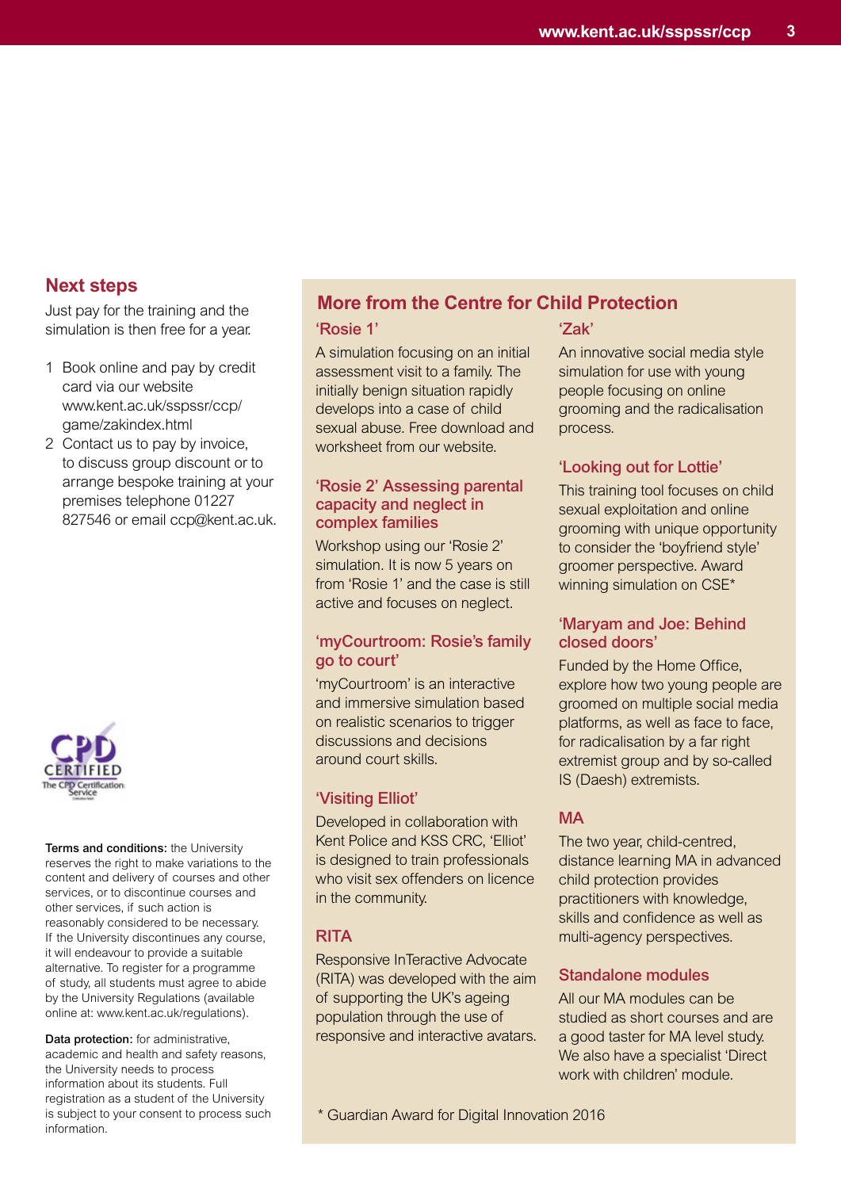## Next steps

Just pay for the training and the simulation is then free for a year.

1. Book online and pay by credit card via our website www.kent.ac.uk/sspssr/ccp/game/zakindex.html
2. Contact us to pay by invoice, to discuss group discount or to arrange bespoke training at your premises telephone 01227 827546 or email ccp@kent.ac.uk.

CPD CERTIFIED The CPD Certification Service

**Terms and conditions:** the University reserves the right to make variations to the content and delivery of courses and other services, or to discontinue courses and other services, if such action is reasonably considered to be necessary. If the University discontinues any course, it will endeavour to provide a suitable alternative. To register for a programme of study, all students must agree to abide by the University Regulations (available online at: www.kent.ac.uk/regulations).

**Data protection:** for administrative, academic and health and safety reasons, the University needs to process information about its students. Full registration as a student of the University is subject to your consent to process such information.

## More from the Centre for Child Protection

### 'Rosie 1'

A simulation focusing on an initial assessment visit to a family. The initially benign situation rapidly develops into a case of child sexual abuse. Free download and worksheet from our website.

### 'Rosie 2' Assessing parental capacity and neglect in complex families

Workshop using our 'Rosie 2' simulation. It is now 5 years on from 'Rosie 1' and the case is still active and focuses on neglect.

### 'myCourtroom: Rosie's family go to court'

'myCourtroom' is an interactive and immersive simulation based on realistic scenarios to trigger discussions and decisions around court skills.

### 'Visiting Elliot'

Developed in collaboration with Kent Police and KSS CRC, 'Elliot' is designed to train professionals who visit sex offenders on licence in the community.

### RITA

Responsive InTeractive Advocate (RITA) was developed with the aim of supporting the UK's ageing population through the use of responsive and interactive avatars.

### 'Zak'

An innovative social media style simulation for use with young people focusing on online grooming and the radicalisation process.

### 'Looking out for Lottie'

This training tool focuses on child sexual exploitation and online grooming with unique opportunity to consider the 'boyfriend style' groomer perspective. Award winning simulation on CSE*

### 'Maryam and Joe: Behind closed doors'

Funded by the Home Office, explore how two young people are groomed on multiple social media platforms, as well as face to face, for radicalisation by a far right extremist group and by so-called IS (Daesh) extremists.

### MA

The two year, child-centred, distance learning MA in advanced child protection provides practitioners with knowledge, skills and confidence as well as multi-agency perspectives.

### Standalone modules

All our MA modules can be studied as short courses and are a good taster for MA level study. We also have a specialist 'Direct work with children' module.

* Guardian Award for Digital Innovation 2016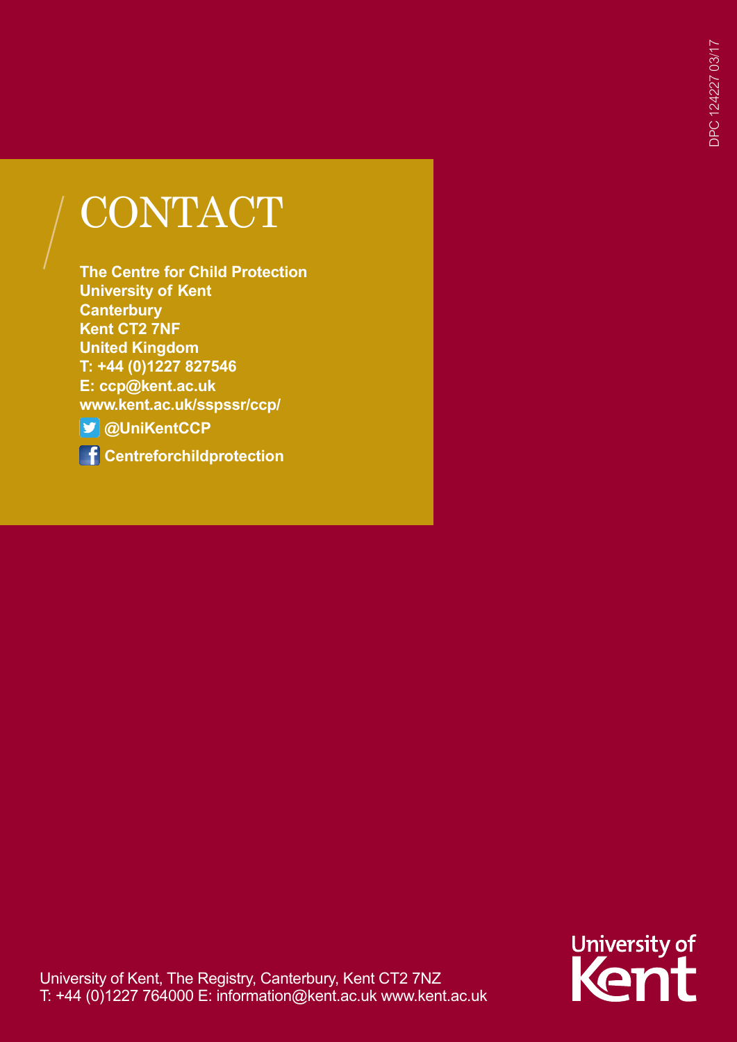# CONTACT

**The Centre for Child Protection**
**University of Kent**
**Canterbury**
**Kent CT2 7NF**
**United Kingdom**
**T: +44 (0)1227 827546**
**E: ccp@kent.ac.uk**
**www.kent.ac.uk/sspssr/ccp/**

**@UniKentCCP**

**Centreforchildprotection**

DPC 124227 03/17

University of Kent, The Registry, Canterbury, Kent CT2 7NZ
T: +44 (0)1227 764000 E: information@kent.ac.uk www.kent.ac.uk

University of Kent